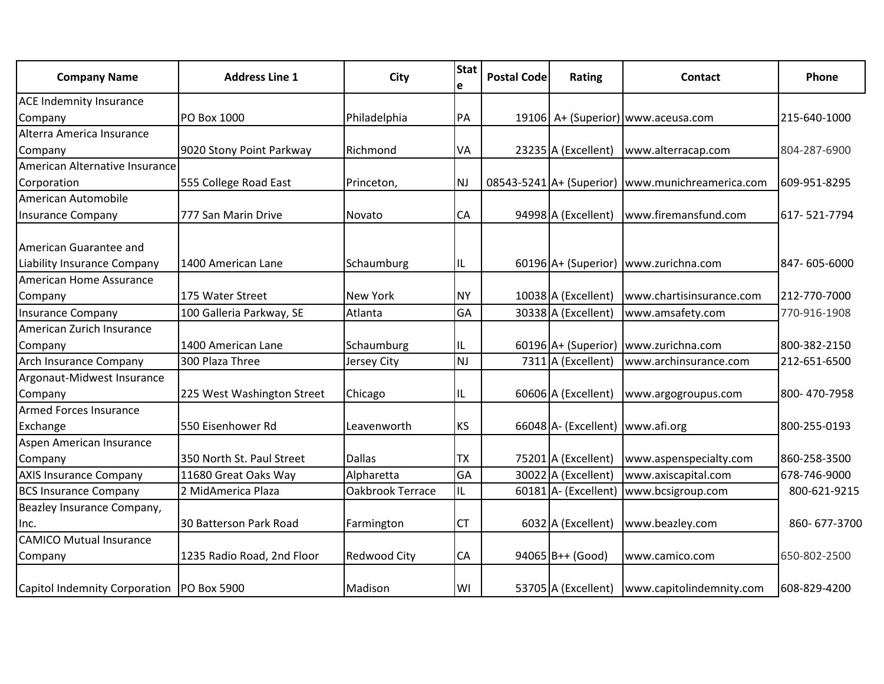| Company Name | Address Line 1 | City | State | Postal Code | Rating | Contact | Phone |
| --- | --- | --- | --- | --- | --- | --- | --- |
| ACE Indemnity Insurance Company | PO Box 1000 | Philadelphia | PA | 19106 | A+ (Superior) | www.aceusa.com | 215-640-1000 |
| Alterra America Insurance Company | 9020 Stony Point Parkway | Richmond | VA | 23235 | A (Excellent) | www.alterracap.com | 804-287-6900 |
| American Alternative Insurance Corporation | 555 College Road East | Princeton, | NJ | 08543-5241 | A+ (Superior) | www.munichreamerica.com | 609-951-8295 |
| American Automobile Insurance Company | 777 San Marin Drive | Novato | CA | 94998 | A (Excellent) | www.firemansfund.com | 617- 521-7794 |
| American Guarantee and Liability Insurance Company | 1400 American Lane | Schaumburg | IL | 60196 | A+ (Superior) | www.zurichna.com | 847- 605-6000 |
| American Home Assurance Company | 175 Water Street | New York | NY | 10038 | A (Excellent) | www.chartisinsurance.com | 212-770-7000 |
| Insurance Company | 100 Galleria Parkway, SE | Atlanta | GA | 30338 | A (Excellent) | www.amsafety.com | 770-916-1908 |
| American Zurich Insurance Company | 1400 American Lane | Schaumburg | IL | 60196 | A+ (Superior) | www.zurichna.com | 800-382-2150 |
| Arch Insurance Company | 300 Plaza Three | Jersey City | NJ | 7311 | A (Excellent) | www.archinsurance.com | 212-651-6500 |
| Argonaut-Midwest Insurance Company | 225 West Washington Street | Chicago | IL | 60606 | A (Excellent) | www.argogroupus.com | 800- 470-7958 |
| Armed Forces Insurance Exchange | 550 Eisenhower Rd | Leavenworth | KS | 66048 | A- (Excellent) | www.afi.org | 800-255-0193 |
| Aspen American Insurance Company | 350 North St. Paul Street | Dallas | TX | 75201 | A (Excellent) | www.aspenspecialty.com | 860-258-3500 |
| AXIS Insurance Company | 11680 Great Oaks Way | Alpharetta | GA | 30022 | A (Excellent) | www.axiscapital.com | 678-746-9000 |
| BCS Insurance Company | 2 MidAmerica Plaza | Oakbrook Terrace | IL | 60181 | A- (Excellent) | www.bcsigroup.com | 800-621-9215 |
| Beazley Insurance Company, Inc. | 30 Batterson Park Road | Farmington | CT | 6032 | A (Excellent) | www.beazley.com | 860- 677-3700 |
| CAMICO Mutual Insurance Company | 1235 Radio Road, 2nd Floor | Redwood City | CA | 94065 | B++ (Good) | www.camico.com | 650-802-2500 |
| Capitol Indemnity Corporation | PO Box 5900 | Madison | WI | 53705 | A (Excellent) | www.capitolindemnity.com | 608-829-4200 |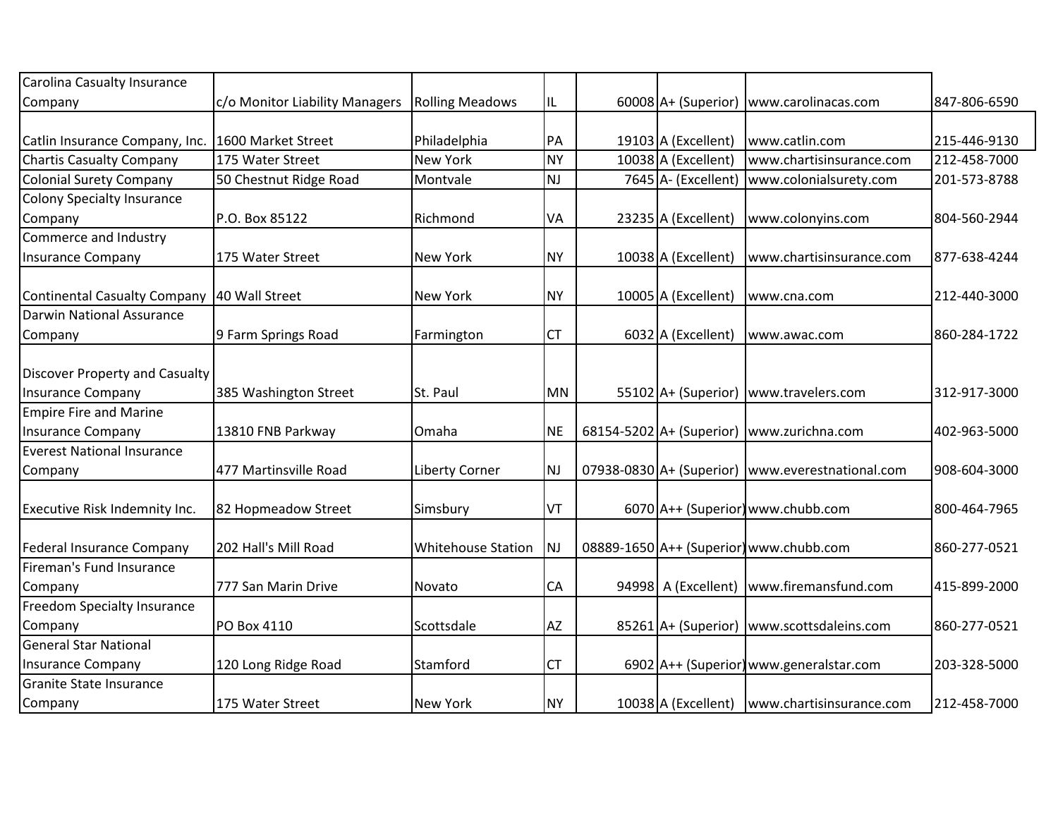| | | | | | | | |
|---|---|---|---|---|---|---|---|
| Carolina Casualty Insurance Company | c/o Monitor Liability Managers | Rolling Meadows | IL | 60008 | A+ (Superior) | www.carolinacas.com | 847-806-6590 |
| Catlin Insurance Company, Inc. | 1600 Market Street | Philadelphia | PA | 19103 | A (Excellent) | www.catlin.com | 215-446-9130 |
| Chartis Casualty Company | 175 Water Street | New York | NY | 10038 | A (Excellent) | www.chartisinsurance.com | 212-458-7000 |
| Colonial Surety Company | 50 Chestnut Ridge Road | Montvale | NJ | 7645 | A- (Excellent) | www.colonialsurety.com | 201-573-8788 |
| Colony Specialty Insurance Company | P.O. Box 85122 | Richmond | VA | 23235 | A (Excellent) | www.colonyins.com | 804-560-2944 |
| Commerce and Industry Insurance Company | 175 Water Street | New York | NY | 10038 | A (Excellent) | www.chartisinsurance.com | 877-638-4244 |
| Continental Casualty Company | 40 Wall Street | New York | NY | 10005 | A (Excellent) | www.cna.com | 212-440-3000 |
| Darwin National Assurance Company | 9 Farm Springs Road | Farmington | CT | 6032 | A (Excellent) | www.awac.com | 860-284-1722 |
| Discover Property and Casualty Insurance Company | 385 Washington Street | St. Paul | MN | 55102 | A+ (Superior) | www.travelers.com | 312-917-3000 |
| Empire Fire and Marine Insurance Company | 13810 FNB Parkway | Omaha | NE | 68154-5202 | A+ (Superior) | www.zurichna.com | 402-963-5000 |
| Everest National Insurance Company | 477 Martinsville Road | Liberty Corner | NJ | 07938-0830 | A+ (Superior) | www.everestnational.com | 908-604-3000 |
| Executive Risk Indemnity Inc. | 82 Hopmeadow Street | Simsbury | VT | 6070 | A++ (Superior) | www.chubb.com | 800-464-7965 |
| Federal Insurance Company | 202 Hall's Mill Road | Whitehouse Station | NJ | 08889-1650 | A++ (Superior) | www.chubb.com | 860-277-0521 |
| Fireman's Fund Insurance Company | 777 San Marin Drive | Novato | CA | 94998 | A (Excellent) | www.firemansfund.com | 415-899-2000 |
| Freedom Specialty Insurance Company | PO Box 4110 | Scottsdale | AZ | 85261 | A+ (Superior) | www.scottsdaleins.com | 860-277-0521 |
| General Star National Insurance Company | 120 Long Ridge Road | Stamford | CT | 6902 | A++ (Superior) | www.generalstar.com | 203-328-5000 |
| Granite State Insurance Company | 175 Water Street | New York | NY | 10038 | A (Excellent) | www.chartisinsurance.com | 212-458-7000 |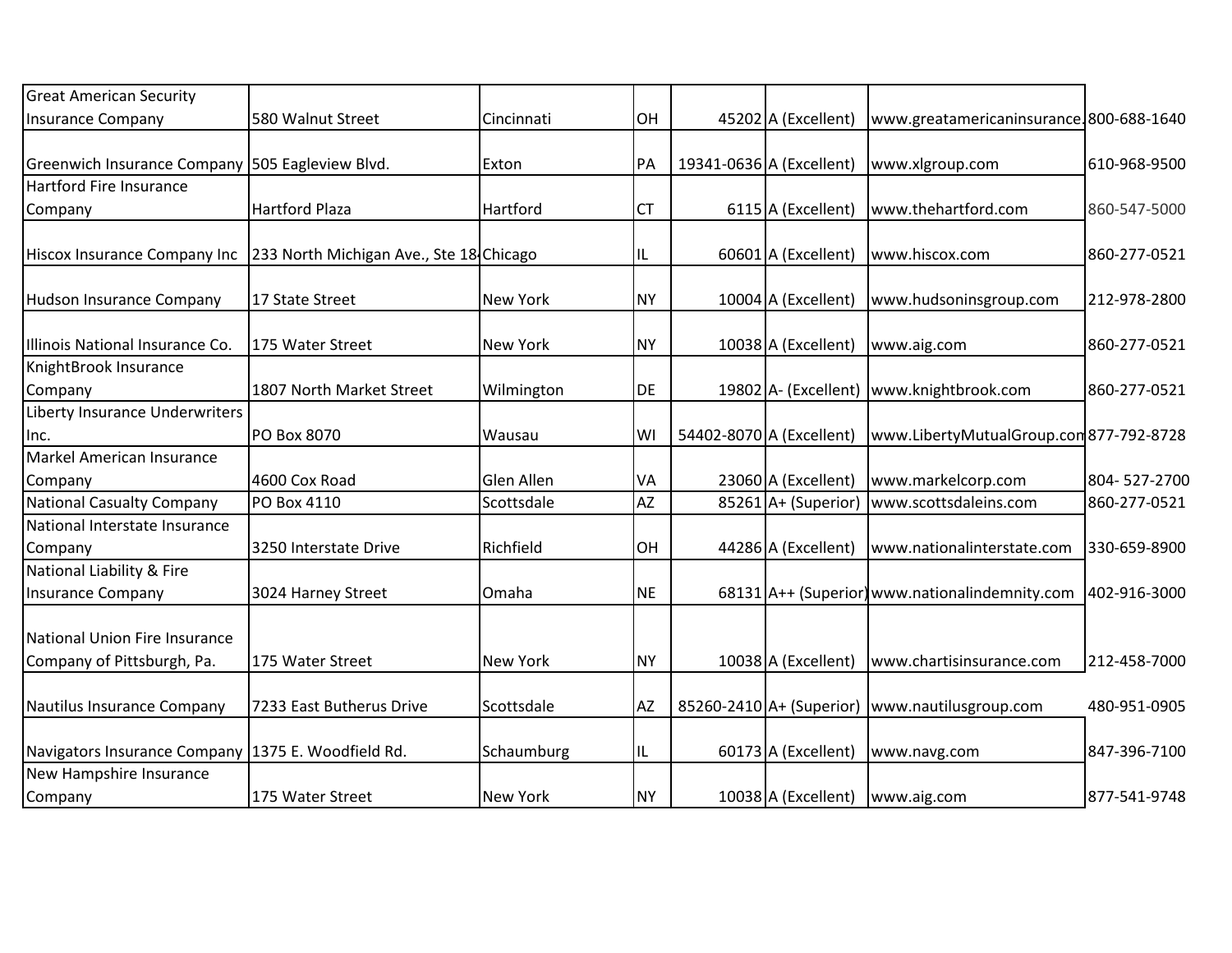| | | | | | | | |
|---|---|---|---|---|---|---|---|
| Great American Security Insurance Company | 580 Walnut Street | Cincinnati | OH | 45202 | A (Excellent) | www.greatamericaninsurance. | 800-688-1640 |
| Greenwich Insurance Company | 505 Eagleview Blvd. | Exton | PA | 19341-0636 | A (Excellent) | www.xlgroup.com | 610-968-9500 |
| Hartford Fire Insurance Company | Hartford Plaza | Hartford | CT | 6115 | A (Excellent) | www.thehartford.com | 860-547-5000 |
| Hiscox Insurance Company Inc | 233 North Michigan Ave., Ste 18 | Chicago | IL | 60601 | A (Excellent) | www.hiscox.com | 860-277-0521 |
| Hudson Insurance Company | 17 State Street | New York | NY | 10004 | A (Excellent) | www.hudsoninsgroup.com | 212-978-2800 |
| Illinois National Insurance Co. | 175 Water Street | New York | NY | 10038 | A (Excellent) | www.aig.com | 860-277-0521 |
| KnightBrook Insurance Company | 1807 North Market Street | Wilmington | DE | 19802 | A- (Excellent) | www.knightbrook.com | 860-277-0521 |
| Liberty Insurance Underwriters Inc. | PO Box 8070 | Wausau | WI | 54402-8070 | A (Excellent) | www.LibertyMutualGroup.com | 877-792-8728 |
| Markel American Insurance Company | 4600 Cox Road | Glen Allen | VA | 23060 | A (Excellent) | www.markelcorp.com | 804- 527-2700 |
| National Casualty Company | PO Box 4110 | Scottsdale | AZ | 85261 | A+ (Superior) | www.scottsdaleins.com | 860-277-0521 |
| National Interstate Insurance Company | 3250 Interstate Drive | Richfield | OH | 44286 | A (Excellent) | www.nationalinterstate.com | 330-659-8900 |
| National Liability & Fire Insurance Company | 3024 Harney Street | Omaha | NE | 68131 | A++ (Superior) | www.nationalindemnity.com | 402-916-3000 |
| National Union Fire Insurance Company of Pittsburgh, Pa. | 175 Water Street | New York | NY | 10038 | A (Excellent) | www.chartisinsurance.com | 212-458-7000 |
| Nautilus Insurance Company | 7233 East Butherus Drive | Scottsdale | AZ | 85260-2410 | A+ (Superior) | www.nautilusgroup.com | 480-951-0905 |
| Navigators Insurance Company | 1375 E. Woodfield Rd. | Schaumburg | IL | 60173 | A (Excellent) | www.navg.com | 847-396-7100 |
| New Hampshire Insurance Company | 175 Water Street | New York | NY | 10038 | A (Excellent) | www.aig.com | 877-541-9748 |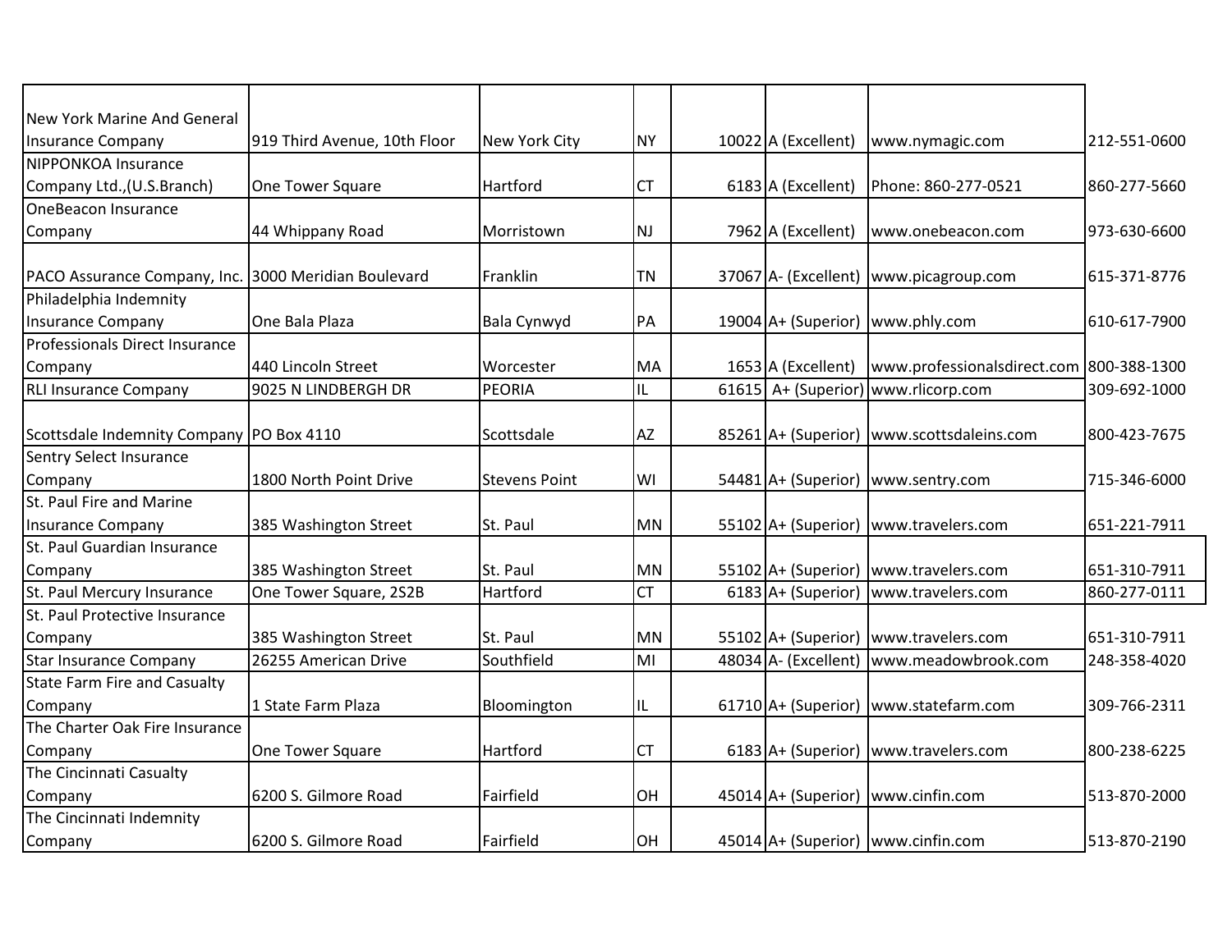| | | | | | | | |
|---|---|---|---|---|---|---|---|
| New York Marine And General Insurance Company | 919 Third Avenue, 10th Floor | New York City | NY | 10022 | A (Excellent) | www.nymagic.com | 212-551-0600 |
| NIPPONKOA Insurance Company Ltd.,(U.S.Branch) | One Tower Square | Hartford | CT | 6183 | A (Excellent) | Phone: 860-277-0521 | 860-277-5660 |
| OneBeacon Insurance Company | 44 Whippany Road | Morristown | NJ | 7962 | A (Excellent) | www.onebeacon.com | 973-630-6600 |
| PACO Assurance Company, Inc. | 3000 Meridian Boulevard | Franklin | TN | 37067 | A- (Excellent) | www.picagroup.com | 615-371-8776 |
| Philadelphia Indemnity Insurance Company | One Bala Plaza | Bala Cynwyd | PA | 19004 | A+ (Superior) | www.phly.com | 610-617-7900 |
| Professionals Direct Insurance Company | 440 Lincoln Street | Worcester | MA | 1653 | A (Excellent) | www.professionalsdirect.com | 800-388-1300 |
| RLI Insurance Company | 9025 N LINDBERGH DR | PEORIA | IL | 61615 | A+ (Superior) | www.rlicorp.com | 309-692-1000 |
| Scottsdale Indemnity Company | PO Box 4110 | Scottsdale | AZ | 85261 | A+ (Superior) | www.scottsdaleins.com | 800-423-7675 |
| Sentry Select Insurance Company | 1800 North Point Drive | Stevens Point | WI | 54481 | A+ (Superior) | www.sentry.com | 715-346-6000 |
| St. Paul Fire and Marine Insurance Company | 385 Washington Street | St. Paul | MN | 55102 | A+ (Superior) | www.travelers.com | 651-221-7911 |
| St. Paul Guardian Insurance Company | 385 Washington Street | St. Paul | MN | 55102 | A+ (Superior) | www.travelers.com | 651-310-7911 |
| St. Paul Mercury Insurance | One Tower Square, 2S2B | Hartford | CT | 6183 | A+ (Superior) | www.travelers.com | 860-277-0111 |
| St. Paul Protective Insurance Company | 385 Washington Street | St. Paul | MN | 55102 | A+ (Superior) | www.travelers.com | 651-310-7911 |
| Star Insurance Company | 26255 American Drive | Southfield | MI | 48034 | A- (Excellent) | www.meadowbrook.com | 248-358-4020 |
| State Farm Fire and Casualty Company | 1 State Farm Plaza | Bloomington | IL | 61710 | A+ (Superior) | www.statefarm.com | 309-766-2311 |
| The Charter Oak Fire Insurance Company | One Tower Square | Hartford | CT | 6183 | A+ (Superior) | www.travelers.com | 800-238-6225 |
| The Cincinnati Casualty Company | 6200 S. Gilmore Road | Fairfield | OH | 45014 | A+ (Superior) | www.cinfin.com | 513-870-2000 |
| The Cincinnati Indemnity Company | 6200 S. Gilmore Road | Fairfield | OH | 45014 | A+ (Superior) | www.cinfin.com | 513-870-2190 |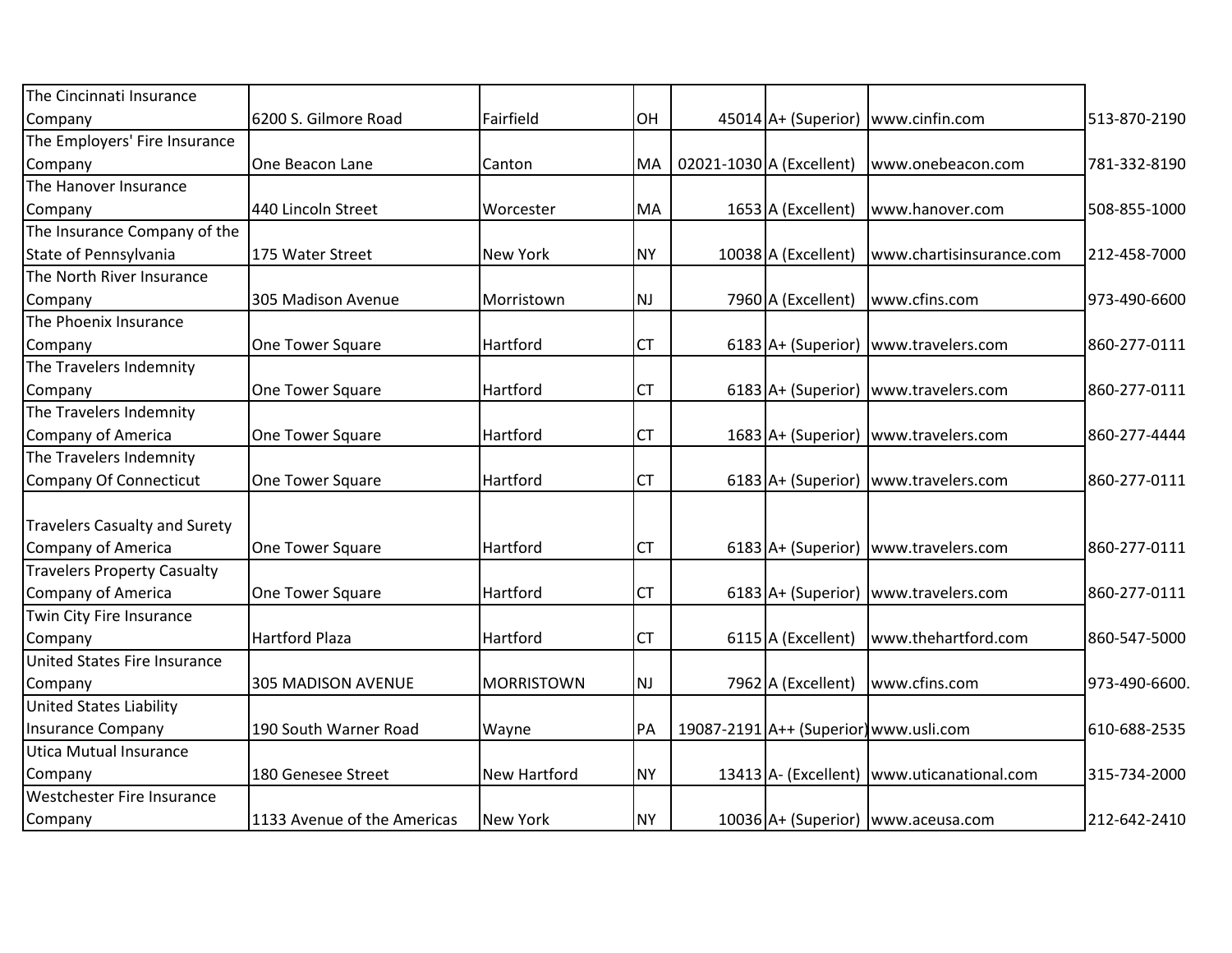| | | | | | | | |
|---|---|---|---|---|---|---|---|
| The Cincinnati Insurance Company | 6200 S. Gilmore Road | Fairfield | OH | 45014 | A+ (Superior) | www.cinfin.com | 513-870-2190 |
| The Employers' Fire Insurance Company | One Beacon Lane | Canton | MA | 02021-1030 | A (Excellent) | www.onebeacon.com | 781-332-8190 |
| The Hanover Insurance Company | 440 Lincoln Street | Worcester | MA | 1653 | A (Excellent) | www.hanover.com | 508-855-1000 |
| The Insurance Company of the State of Pennsylvania | 175 Water Street | New York | NY | 10038 | A (Excellent) | www.chartisinsurance.com | 212-458-7000 |
| The North River Insurance Company | 305 Madison Avenue | Morristown | NJ | 7960 | A (Excellent) | www.cfins.com | 973-490-6600 |
| The Phoenix Insurance Company | One Tower Square | Hartford | CT | 6183 | A+ (Superior) | www.travelers.com | 860-277-0111 |
| The Travelers Indemnity Company | One Tower Square | Hartford | CT | 6183 | A+ (Superior) | www.travelers.com | 860-277-0111 |
| The Travelers Indemnity Company of America | One Tower Square | Hartford | CT | 1683 | A+ (Superior) | www.travelers.com | 860-277-4444 |
| The Travelers Indemnity Company Of Connecticut | One Tower Square | Hartford | CT | 6183 | A+ (Superior) | www.travelers.com | 860-277-0111 |
| Travelers Casualty and Surety Company of America | One Tower Square | Hartford | CT | 6183 | A+ (Superior) | www.travelers.com | 860-277-0111 |
| Travelers Property Casualty Company of America | One Tower Square | Hartford | CT | 6183 | A+ (Superior) | www.travelers.com | 860-277-0111 |
| Twin City Fire Insurance Company | Hartford Plaza | Hartford | CT | 6115 | A (Excellent) | www.thehartford.com | 860-547-5000 |
| United States Fire Insurance Company | 305 MADISON AVENUE | MORRISTOWN | NJ | 7962 | A (Excellent) | www.cfins.com | 973-490-6600. |
| United States Liability Insurance Company | 190 South Warner Road | Wayne | PA | 19087-2191 | A++ (Superior) | www.usli.com | 610-688-2535 |
| Utica Mutual Insurance Company | 180 Genesee Street | New Hartford | NY | 13413 | A- (Excellent) | www.uticanational.com | 315-734-2000 |
| Westchester Fire Insurance Company | 1133 Avenue of the Americas | New York | NY | 10036 | A+ (Superior) | www.aceusa.com | 212-642-2410 |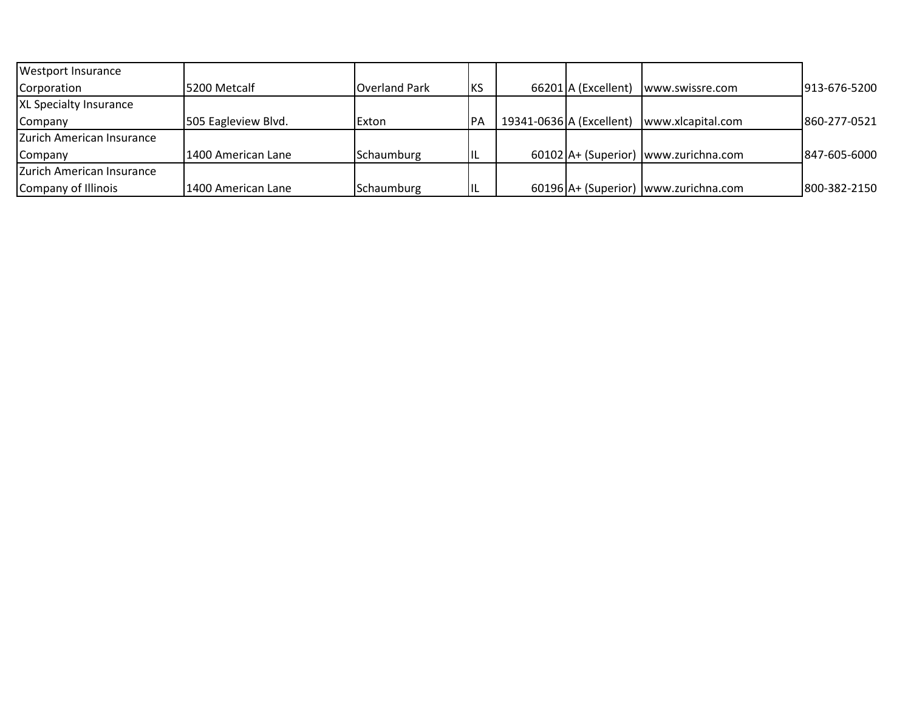| | | | | | | | |
|---|---|---|---|---|---|---|---|
| Westport Insurance Corporation | 5200 Metcalf | Overland Park | KS | 66201 | A (Excellent) | www.swissre.com | 913-676-5200 |
| XL Specialty Insurance Company | 505 Eagleview Blvd. | Exton | PA | 19341-0636 | A (Excellent) | www.xlcapital.com | 860-277-0521 |
| Zurich American Insurance Company | 1400 American Lane | Schaumburg | IL | 60102 | A+ (Superior) | www.zurichna.com | 847-605-6000 |
| Zurich American Insurance Company of Illinois | 1400 American Lane | Schaumburg | IL | 60196 | A+ (Superior) | www.zurichna.com | 800-382-2150 |